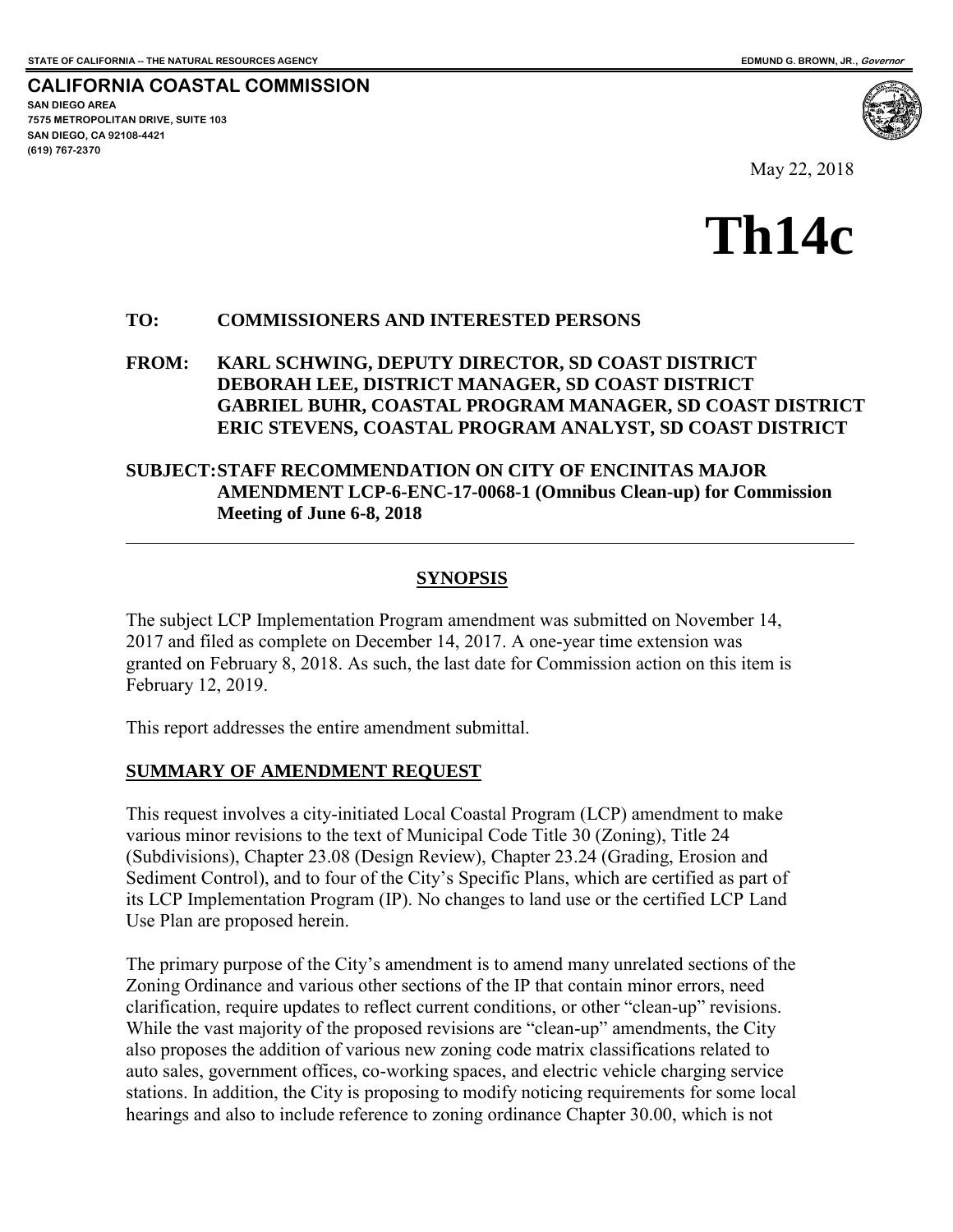STATE OF CALIFORNIA -- THE NATURAL RESOURCES AGENCY EDMUND G. BROWN, JR., *Governor*

**CALIFORNIA COASTAL COMMISSION**
SAN DIEGO AREA
7575 METROPOLITAN DRIVE, SUITE 103
SAN DIEGO, CA 92108-4421
(619) 767-2370

May 22, 2018

# Th14c

**TO: COMMISSIONERS AND INTERESTED PERSONS**

**FROM: KARL SCHWING, DEPUTY DIRECTOR, SD COAST DISTRICT
DEBORAH LEE, DISTRICT MANAGER, SD COAST DISTRICT
GABRIEL BUHR, COASTAL PROGRAM MANAGER, SD COAST DISTRICT
ERIC STEVENS, COASTAL PROGRAM ANALYST, SD COAST DISTRICT**

**SUBJECT: STAFF RECOMMENDATION ON CITY OF ENCINITAS MAJOR AMENDMENT LCP-6-ENC-17-0068-1 (Omnibus Clean-up) for Commission Meeting of June 6-8, 2018**

---

## SYNOPSIS

The subject LCP Implementation Program amendment was submitted on November 14, 2017 and filed as complete on December 14, 2017. A one-year time extension was granted on February 8, 2018. As such, the last date for Commission action on this item is February 12, 2019.

This report addresses the entire amendment submittal.

### SUMMARY OF AMENDMENT REQUEST

This request involves a city-initiated Local Coastal Program (LCP) amendment to make various minor revisions to the text of Municipal Code Title 30 (Zoning), Title 24 (Subdivisions), Chapter 23.08 (Design Review), Chapter 23.24 (Grading, Erosion and Sediment Control), and to four of the City's Specific Plans, which are certified as part of its LCP Implementation Program (IP). No changes to land use or the certified LCP Land Use Plan are proposed herein.

The primary purpose of the City's amendment is to amend many unrelated sections of the Zoning Ordinance and various other sections of the IP that contain minor errors, need clarification, require updates to reflect current conditions, or other "clean-up" revisions. While the vast majority of the proposed revisions are "clean-up" amendments, the City also proposes the addition of various new zoning code matrix classifications related to auto sales, government offices, co-working spaces, and electric vehicle charging service stations. In addition, the City is proposing to modify noticing requirements for some local hearings and also to include reference to zoning ordinance Chapter 30.00, which is not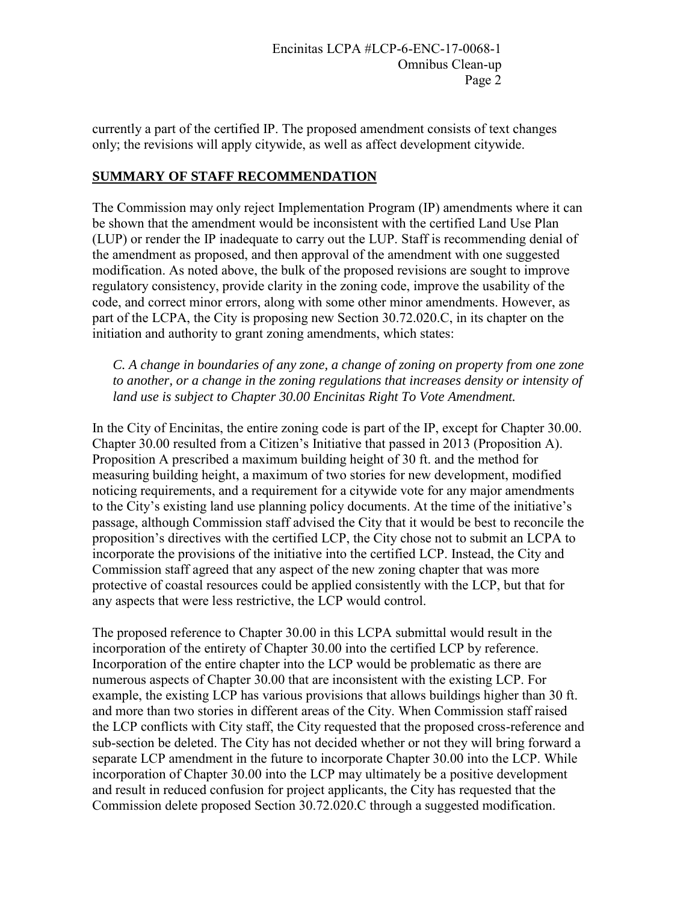currently a part of the certified IP. The proposed amendment consists of text changes only; the revisions will apply citywide, as well as affect development citywide.

## SUMMARY OF STAFF RECOMMENDATION

The Commission may only reject Implementation Program (IP) amendments where it can be shown that the amendment would be inconsistent with the certified Land Use Plan (LUP) or render the IP inadequate to carry out the LUP. Staff is recommending denial of the amendment as proposed, and then approval of the amendment with one suggested modification. As noted above, the bulk of the proposed revisions are sought to improve regulatory consistency, provide clarity in the zoning code, improve the usability of the code, and correct minor errors, along with some other minor amendments. However, as part of the LCPA, the City is proposing new Section 30.72.020.C, in its chapter on the initiation and authority to grant zoning amendments, which states:

> *C. A change in boundaries of any zone, a change of zoning on property from one zone to another, or a change in the zoning regulations that increases density or intensity of land use is subject to Chapter 30.00 Encinitas Right To Vote Amendment.*

In the City of Encinitas, the entire zoning code is part of the IP, except for Chapter 30.00. Chapter 30.00 resulted from a Citizen's Initiative that passed in 2013 (Proposition A). Proposition A prescribed a maximum building height of 30 ft. and the method for measuring building height, a maximum of two stories for new development, modified noticing requirements, and a requirement for a citywide vote for any major amendments to the City's existing land use planning policy documents. At the time of the initiative's passage, although Commission staff advised the City that it would be best to reconcile the proposition's directives with the certified LCP, the City chose not to submit an LCPA to incorporate the provisions of the initiative into the certified LCP. Instead, the City and Commission staff agreed that any aspect of the new zoning chapter that was more protective of coastal resources could be applied consistently with the LCP, but that for any aspects that were less restrictive, the LCP would control.

The proposed reference to Chapter 30.00 in this LCPA submittal would result in the incorporation of the entirety of Chapter 30.00 into the certified LCP by reference. Incorporation of the entire chapter into the LCP would be problematic as there are numerous aspects of Chapter 30.00 that are inconsistent with the existing LCP. For example, the existing LCP has various provisions that allows buildings higher than 30 ft. and more than two stories in different areas of the City. When Commission staff raised the LCP conflicts with City staff, the City requested that the proposed cross-reference and sub-section be deleted. The City has not decided whether or not they will bring forward a separate LCP amendment in the future to incorporate Chapter 30.00 into the LCP. While incorporation of Chapter 30.00 into the LCP may ultimately be a positive development and result in reduced confusion for project applicants, the City has requested that the Commission delete proposed Section 30.72.020.C through a suggested modification.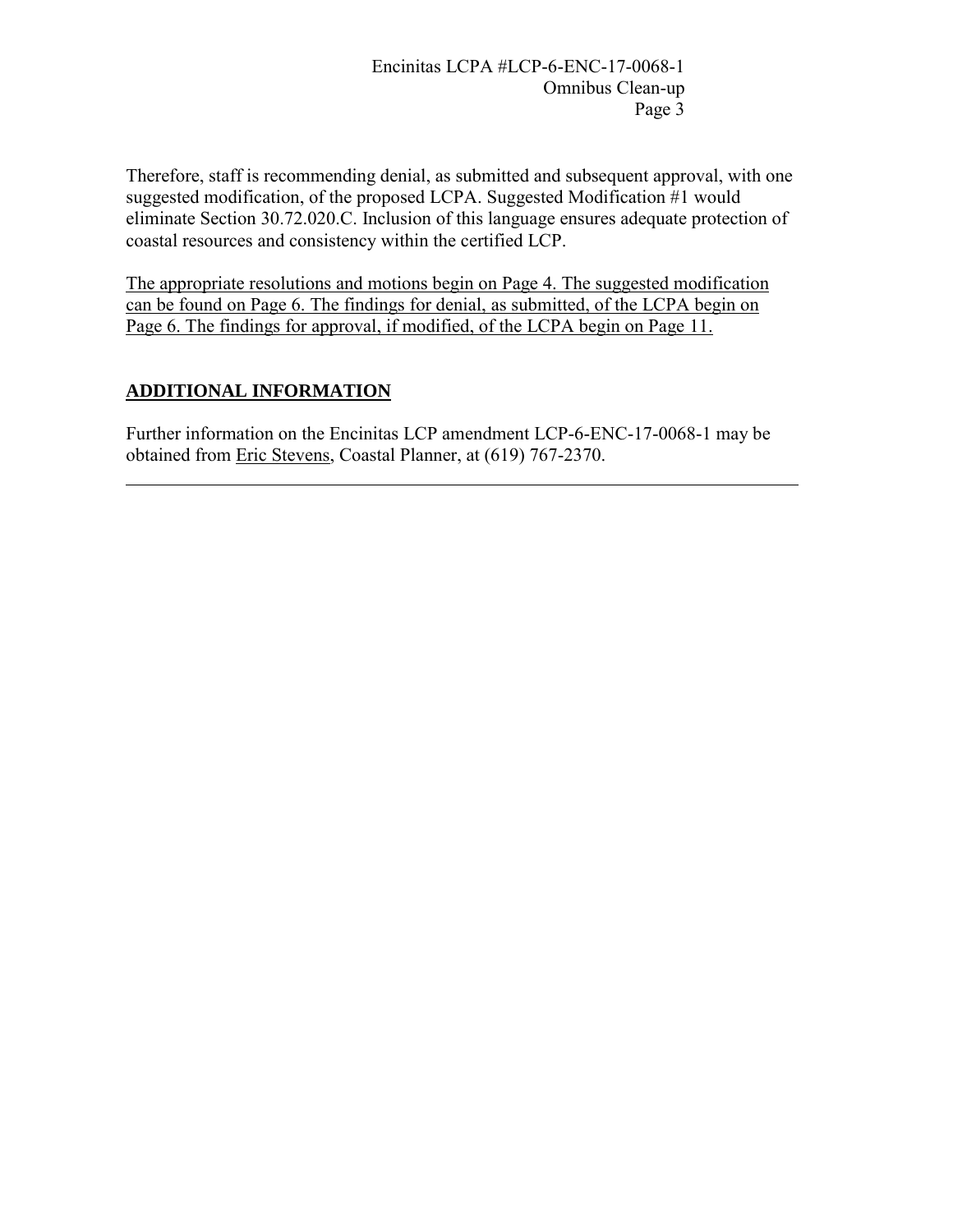Therefore, staff is recommending denial, as submitted and subsequent approval, with one suggested modification, of the proposed LCPA. Suggested Modification #1 would eliminate Section 30.72.020.C. Inclusion of this language ensures adequate protection of coastal resources and consistency within the certified LCP.

<u>The appropriate resolutions and motions begin on Page 4. The suggested modification can be found on Page 6. The findings for denial, as submitted, of the LCPA begin on Page 6. The findings for approval, if modified, of the LCPA begin on Page 11.</u>

## **<u>ADDITIONAL INFORMATION</u>**

Further information on the Encinitas LCP amendment LCP-6-ENC-17-0068-1 may be obtained from <u>Eric Stevens</u>, Coastal Planner, at (619) 767-2370.

---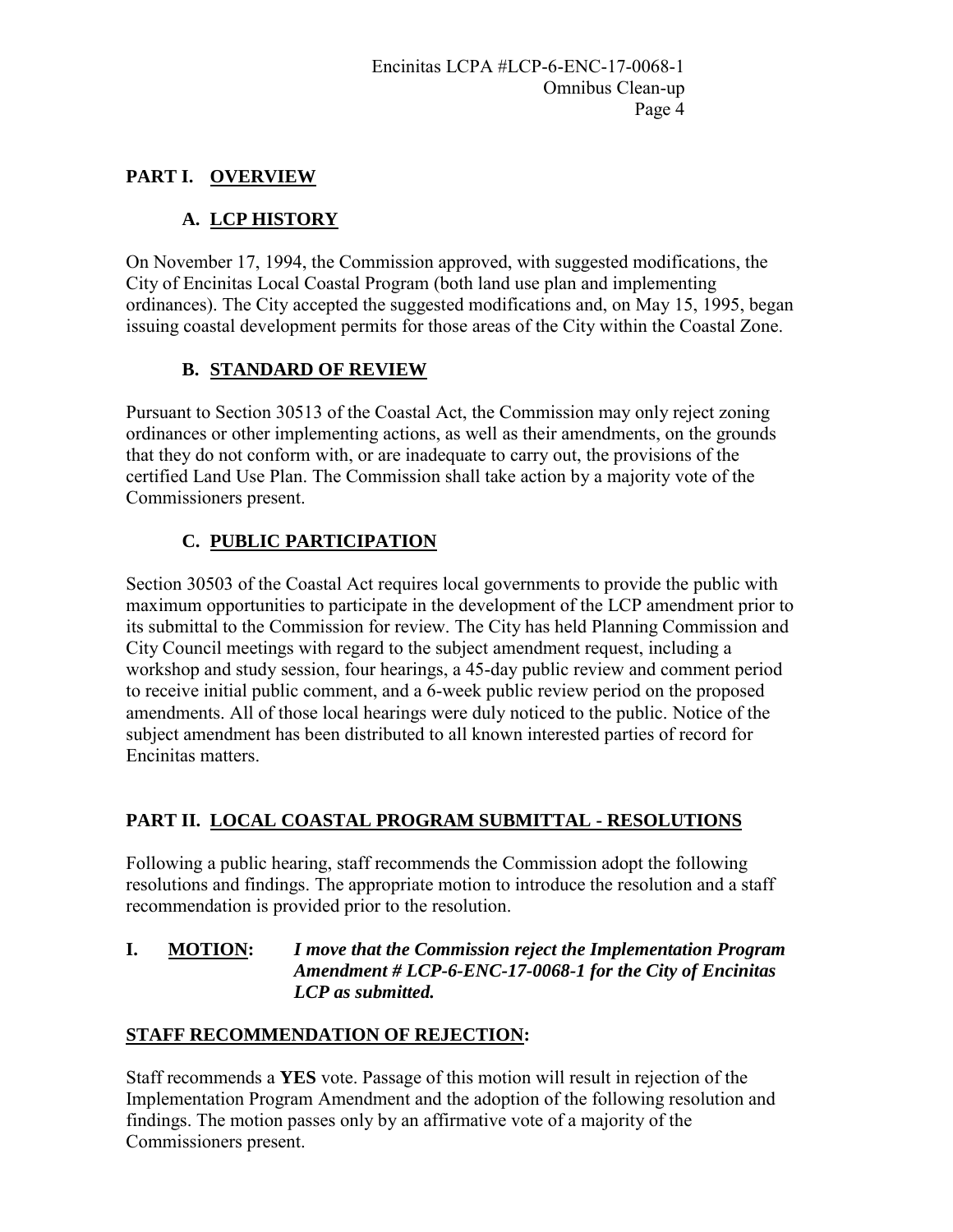## PART I. OVERVIEW

### A. LCP HISTORY

On November 17, 1994, the Commission approved, with suggested modifications, the City of Encinitas Local Coastal Program (both land use plan and implementing ordinances). The City accepted the suggested modifications and, on May 15, 1995, began issuing coastal development permits for those areas of the City within the Coastal Zone.

### B. STANDARD OF REVIEW

Pursuant to Section 30513 of the Coastal Act, the Commission may only reject zoning ordinances or other implementing actions, as well as their amendments, on the grounds that they do not conform with, or are inadequate to carry out, the provisions of the certified Land Use Plan. The Commission shall take action by a majority vote of the Commissioners present.

### C. PUBLIC PARTICIPATION

Section 30503 of the Coastal Act requires local governments to provide the public with maximum opportunities to participate in the development of the LCP amendment prior to its submittal to the Commission for review. The City has held Planning Commission and City Council meetings with regard to the subject amendment request, including a workshop and study session, four hearings, a 45-day public review and comment period to receive initial public comment, and a 6-week public review period on the proposed amendments. All of those local hearings were duly noticed to the public. Notice of the subject amendment has been distributed to all known interested parties of record for Encinitas matters.

## PART II. LOCAL COASTAL PROGRAM SUBMITTAL - RESOLUTIONS

Following a public hearing, staff recommends the Commission adopt the following resolutions and findings. The appropriate motion to introduce the resolution and a staff recommendation is provided prior to the resolution.

**I. MOTION:** ***I move that the Commission reject the Implementation Program Amendment # LCP-6-ENC-17-0068-1 for the City of Encinitas LCP as submitted.***

**STAFF RECOMMENDATION OF REJECTION:**

Staff recommends a **YES** vote. Passage of this motion will result in rejection of the Implementation Program Amendment and the adoption of the following resolution and findings. The motion passes only by an affirmative vote of a majority of the Commissioners present.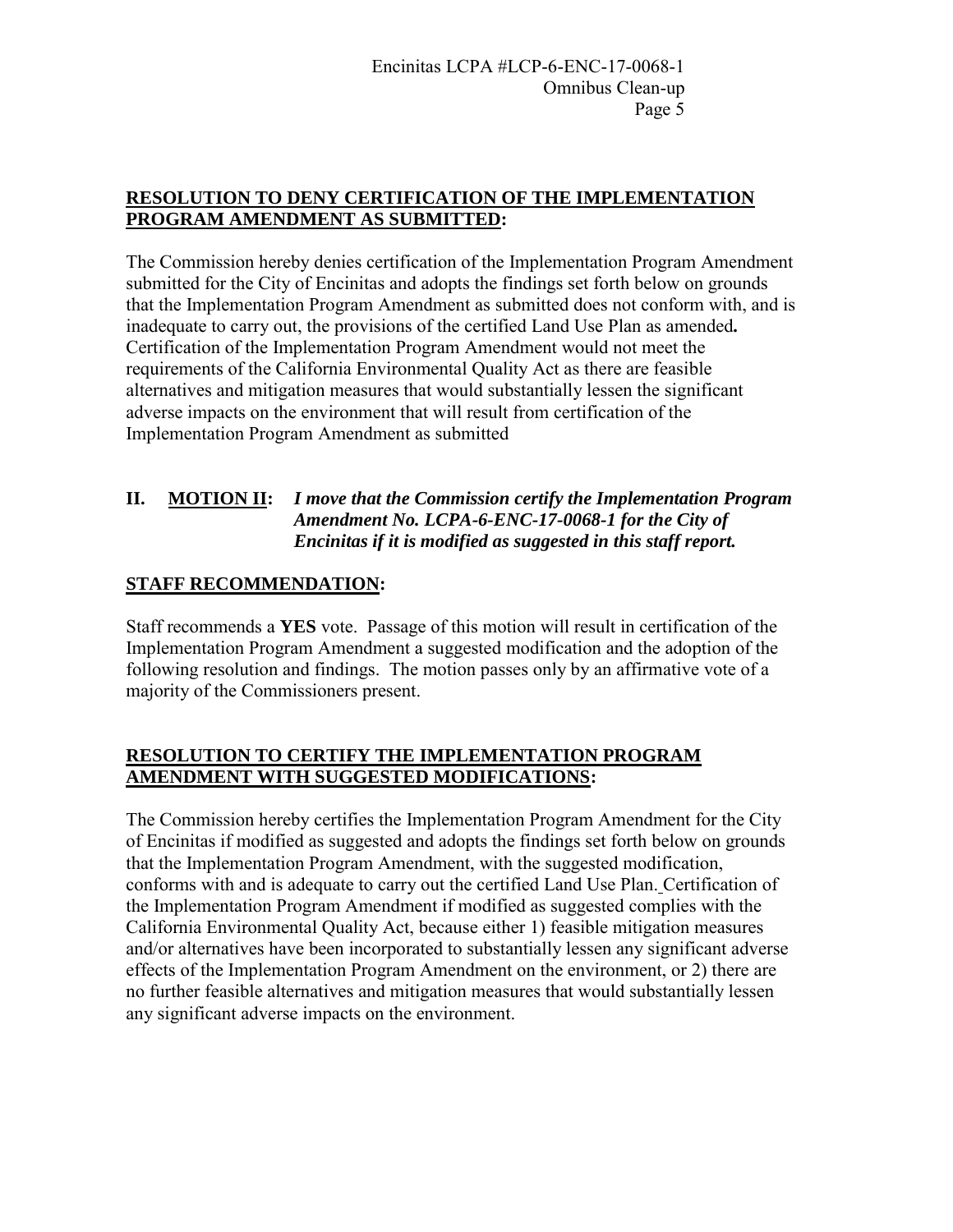**<u>RESOLUTION TO DENY CERTIFICATION OF THE IMPLEMENTATION PROGRAM AMENDMENT AS SUBMITTED</u>:**

The Commission hereby denies certification of the Implementation Program Amendment submitted for the City of Encinitas and adopts the findings set forth below on grounds that the Implementation Program Amendment as submitted does not conform with, and is inadequate to carry out, the provisions of the certified Land Use Plan as amended**.** Certification of the Implementation Program Amendment would not meet the requirements of the California Environmental Quality Act as there are feasible alternatives and mitigation measures that would substantially lessen the significant adverse impacts on the environment that will result from certification of the Implementation Program Amendment as submitted

**II. <u>MOTION II</u>:** ***I move that the Commission certify the Implementation Program Amendment No. LCPA-6-ENC-17-0068-1 for the City of Encinitas if it is modified as suggested in this staff report.***

**<u>STAFF RECOMMENDATION</u>:**

Staff recommends a **YES** vote. Passage of this motion will result in certification of the Implementation Program Amendment a suggested modification and the adoption of the following resolution and findings. The motion passes only by an affirmative vote of a majority of the Commissioners present.

**<u>RESOLUTION TO CERTIFY THE IMPLEMENTATION PROGRAM AMENDMENT WITH SUGGESTED MODIFICATIONS</u>:**

The Commission hereby certifies the Implementation Program Amendment for the City of Encinitas if modified as suggested and adopts the findings set forth below on grounds that the Implementation Program Amendment, with the suggested modification, conforms with and is adequate to carry out the certified Land Use Plan. Certification of the Implementation Program Amendment if modified as suggested complies with the California Environmental Quality Act, because either 1) feasible mitigation measures and/or alternatives have been incorporated to substantially lessen any significant adverse effects of the Implementation Program Amendment on the environment, or 2) there are no further feasible alternatives and mitigation measures that would substantially lessen any significant adverse impacts on the environment.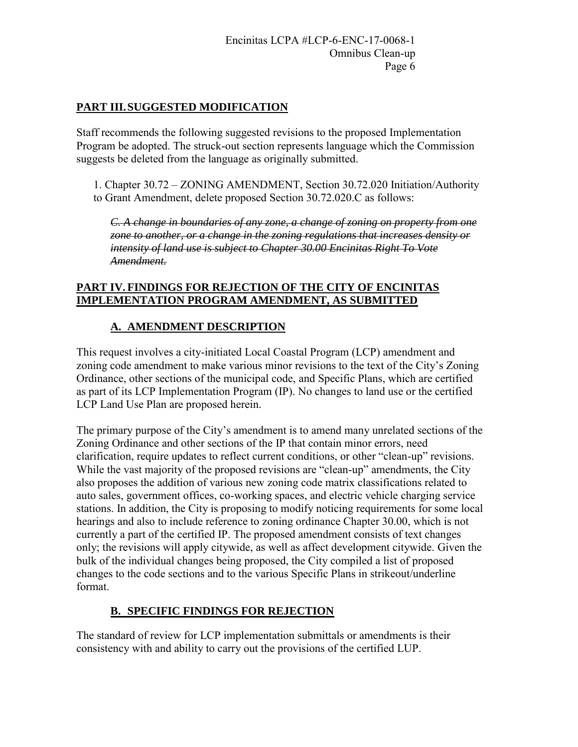## **PART III. SUGGESTED MODIFICATION**

Staff recommends the following suggested revisions to the proposed Implementation Program be adopted. The struck-out section represents language which the Commission suggests be deleted from the language as originally submitted.

1. Chapter 30.72 – ZONING AMENDMENT, Section 30.72.020 Initiation/Authority to Grant Amendment, delete proposed Section 30.72.020.C as follows:

   ~~*C. A change in boundaries of any zone, a change of zoning on property from one zone to another, or a change in the zoning regulations that increases density or intensity of land use is subject to Chapter 30.00 Encinitas Right To Vote Amendment.*~~

## **PART IV. FINDINGS FOR REJECTION OF THE CITY OF ENCINITAS IMPLEMENTATION PROGRAM AMENDMENT, AS SUBMITTED**

### **A. AMENDMENT DESCRIPTION**

This request involves a city-initiated Local Coastal Program (LCP) amendment and zoning code amendment to make various minor revisions to the text of the City's Zoning Ordinance, other sections of the municipal code, and Specific Plans, which are certified as part of its LCP Implementation Program (IP). No changes to land use or the certified LCP Land Use Plan are proposed herein.

The primary purpose of the City's amendment is to amend many unrelated sections of the Zoning Ordinance and other sections of the IP that contain minor errors, need clarification, require updates to reflect current conditions, or other "clean-up" revisions. While the vast majority of the proposed revisions are "clean-up" amendments, the City also proposes the addition of various new zoning code matrix classifications related to auto sales, government offices, co-working spaces, and electric vehicle charging service stations. In addition, the City is proposing to modify noticing requirements for some local hearings and also to include reference to zoning ordinance Chapter 30.00, which is not currently a part of the certified IP. The proposed amendment consists of text changes only; the revisions will apply citywide, as well as affect development citywide. Given the bulk of the individual changes being proposed, the City compiled a list of proposed changes to the code sections and to the various Specific Plans in strikeout/underline format.

### **B. SPECIFIC FINDINGS FOR REJECTION**

The standard of review for LCP implementation submittals or amendments is their consistency with and ability to carry out the provisions of the certified LUP.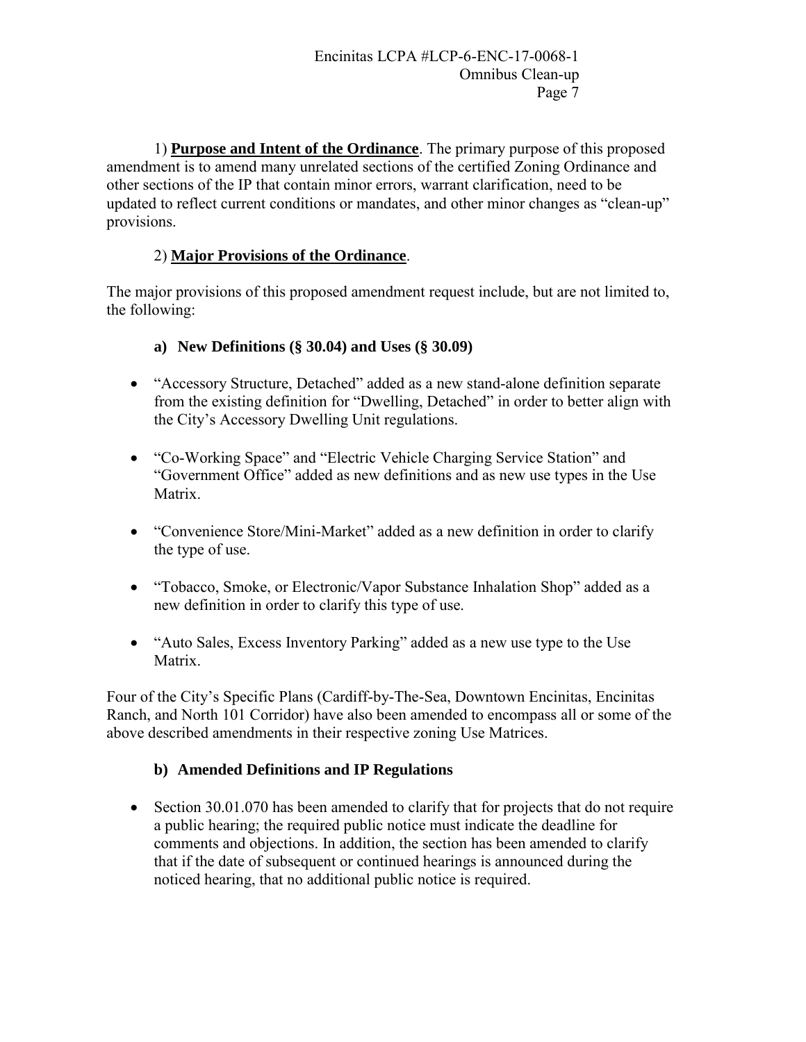1) **Purpose and Intent of the Ordinance**. The primary purpose of this proposed amendment is to amend many unrelated sections of the certified Zoning Ordinance and other sections of the IP that contain minor errors, warrant clarification, need to be updated to reflect current conditions or mandates, and other minor changes as "clean-up" provisions.

2) **Major Provisions of the Ordinance**.

The major provisions of this proposed amendment request include, but are not limited to, the following:

**a) New Definitions (§ 30.04) and Uses (§ 30.09)**

- "Accessory Structure, Detached" added as a new stand-alone definition separate from the existing definition for "Dwelling, Detached" in order to better align with the City's Accessory Dwelling Unit regulations.
- "Co-Working Space" and "Electric Vehicle Charging Service Station" and "Government Office" added as new definitions and as new use types in the Use Matrix.
- "Convenience Store/Mini-Market" added as a new definition in order to clarify the type of use.
- "Tobacco, Smoke, or Electronic/Vapor Substance Inhalation Shop" added as a new definition in order to clarify this type of use.
- "Auto Sales, Excess Inventory Parking" added as a new use type to the Use Matrix.

Four of the City's Specific Plans (Cardiff-by-The-Sea, Downtown Encinitas, Encinitas Ranch, and North 101 Corridor) have also been amended to encompass all or some of the above described amendments in their respective zoning Use Matrices.

**b) Amended Definitions and IP Regulations**

- Section 30.01.070 has been amended to clarify that for projects that do not require a public hearing; the required public notice must indicate the deadline for comments and objections. In addition, the section has been amended to clarify that if the date of subsequent or continued hearings is announced during the noticed hearing, that no additional public notice is required.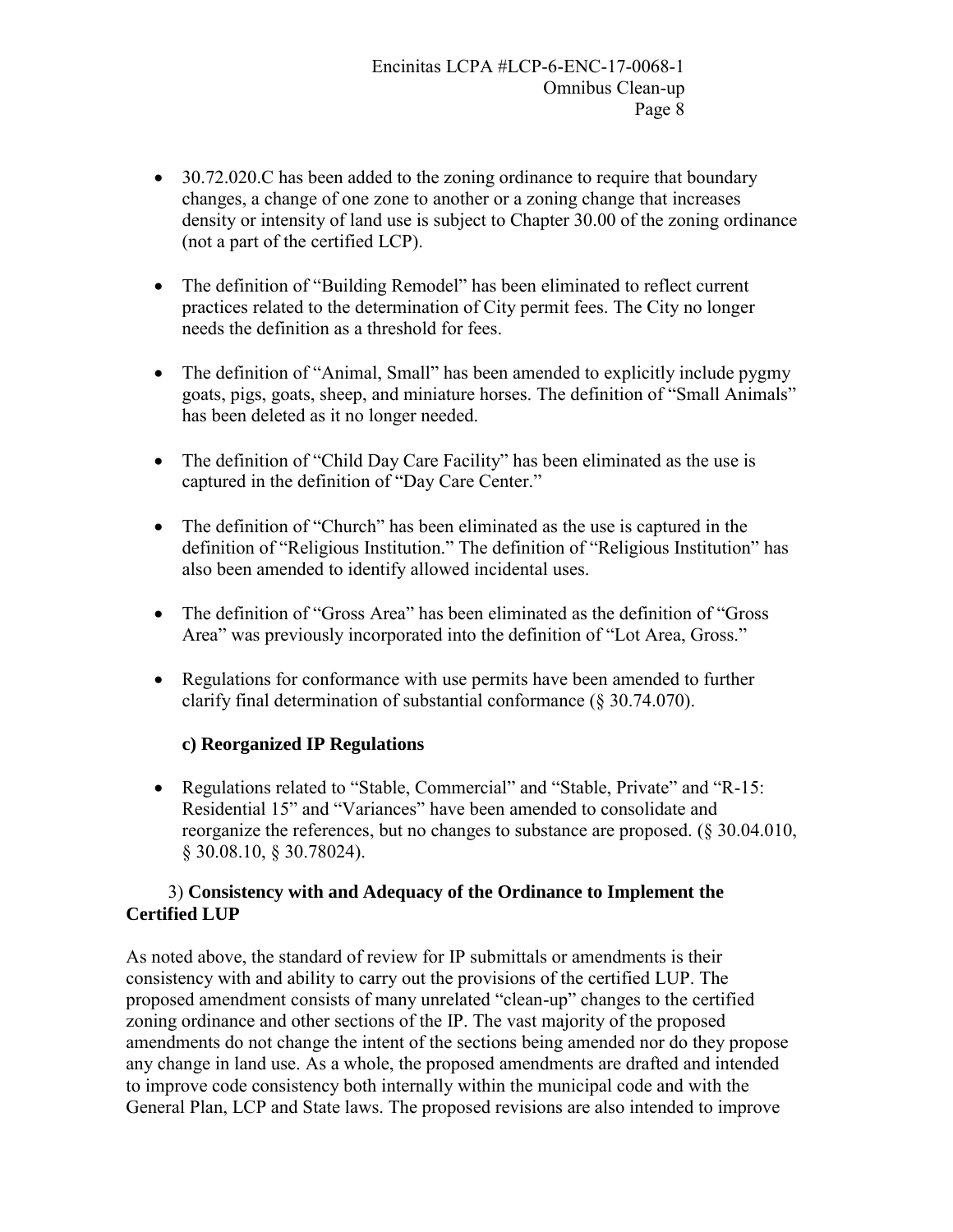- 30.72.020.C has been added to the zoning ordinance to require that boundary changes, a change of one zone to another or a zoning change that increases density or intensity of land use is subject to Chapter 30.00 of the zoning ordinance (not a part of the certified LCP).

- The definition of "Building Remodel" has been eliminated to reflect current practices related to the determination of City permit fees. The City no longer needs the definition as a threshold for fees.

- The definition of "Animal, Small" has been amended to explicitly include pygmy goats, pigs, goats, sheep, and miniature horses. The definition of "Small Animals" has been deleted as it no longer needed.

- The definition of "Child Day Care Facility" has been eliminated as the use is captured in the definition of "Day Care Center."

- The definition of "Church" has been eliminated as the use is captured in the definition of "Religious Institution." The definition of "Religious Institution" has also been amended to identify allowed incidental uses.

- The definition of "Gross Area" has been eliminated as the definition of "Gross Area" was previously incorporated into the definition of "Lot Area, Gross."

- Regulations for conformance with use permits have been amended to further clarify final determination of substantial conformance (§ 30.74.070).

**c) Reorganized IP Regulations**

- Regulations related to "Stable, Commercial" and "Stable, Private" and "R-15: Residential 15" and "Variances" have been amended to consolidate and reorganize the references, but no changes to substance are proposed. (§ 30.04.010, § 30.08.10, § 30.78024).

3) **Consistency with and Adequacy of the Ordinance to Implement the Certified LUP**

As noted above, the standard of review for IP submittals or amendments is their consistency with and ability to carry out the provisions of the certified LUP. The proposed amendment consists of many unrelated "clean-up" changes to the certified zoning ordinance and other sections of the IP. The vast majority of the proposed amendments do not change the intent of the sections being amended nor do they propose any change in land use. As a whole, the proposed amendments are drafted and intended to improve code consistency both internally within the municipal code and with the General Plan, LCP and State laws. The proposed revisions are also intended to improve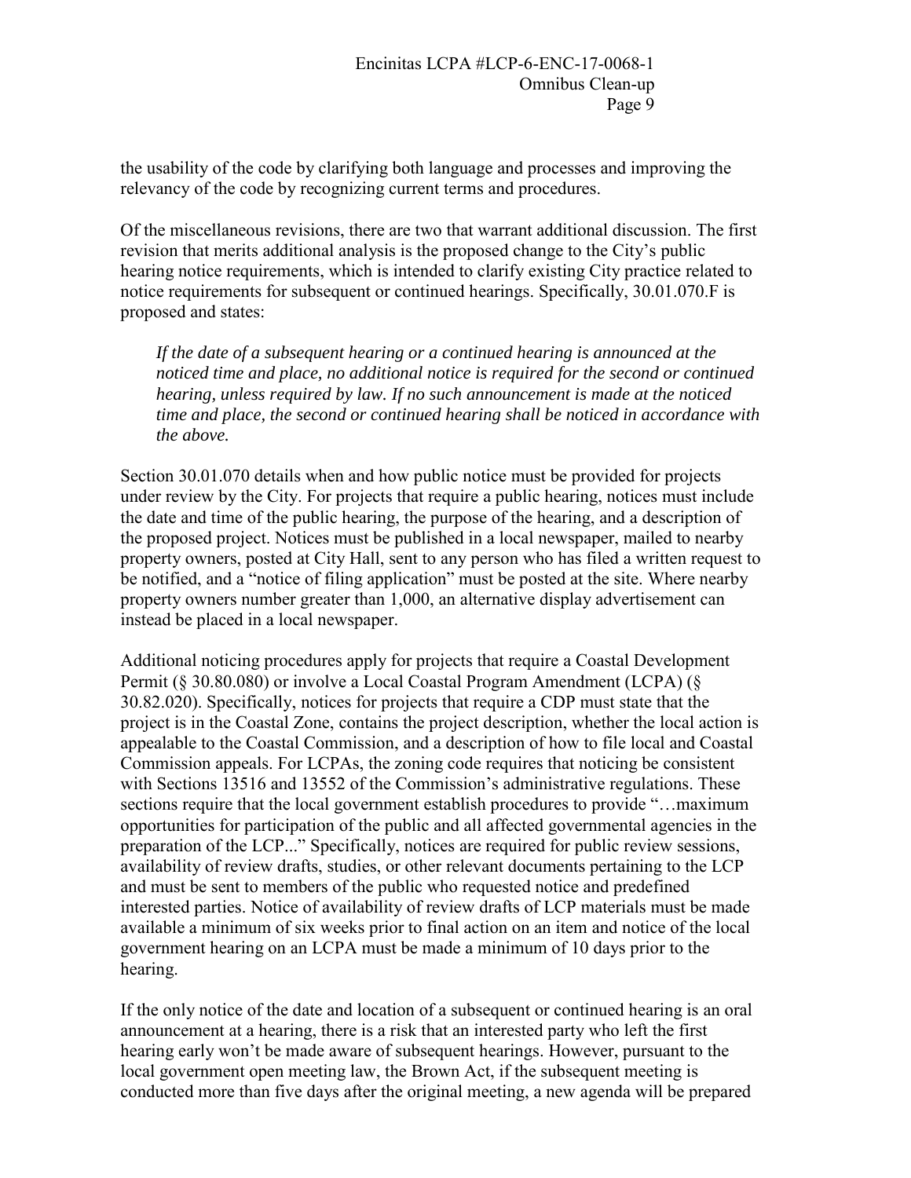the usability of the code by clarifying both language and processes and improving the relevancy of the code by recognizing current terms and procedures.

Of the miscellaneous revisions, there are two that warrant additional discussion. The first revision that merits additional analysis is the proposed change to the City's public hearing notice requirements, which is intended to clarify existing City practice related to notice requirements for subsequent or continued hearings. Specifically, 30.01.070.F is proposed and states:

> *If the date of a subsequent hearing or a continued hearing is announced at the noticed time and place, no additional notice is required for the second or continued hearing, unless required by law. If no such announcement is made at the noticed time and place, the second or continued hearing shall be noticed in accordance with the above.*

Section 30.01.070 details when and how public notice must be provided for projects under review by the City. For projects that require a public hearing, notices must include the date and time of the public hearing, the purpose of the hearing, and a description of the proposed project. Notices must be published in a local newspaper, mailed to nearby property owners, posted at City Hall, sent to any person who has filed a written request to be notified, and a "notice of filing application" must be posted at the site. Where nearby property owners number greater than 1,000, an alternative display advertisement can instead be placed in a local newspaper.

Additional noticing procedures apply for projects that require a Coastal Development Permit (§ 30.80.080) or involve a Local Coastal Program Amendment (LCPA) (§ 30.82.020). Specifically, notices for projects that require a CDP must state that the project is in the Coastal Zone, contains the project description, whether the local action is appealable to the Coastal Commission, and a description of how to file local and Coastal Commission appeals. For LCPAs, the zoning code requires that noticing be consistent with Sections 13516 and 13552 of the Commission's administrative regulations. These sections require that the local government establish procedures to provide "…maximum opportunities for participation of the public and all affected governmental agencies in the preparation of the LCP..." Specifically, notices are required for public review sessions, availability of review drafts, studies, or other relevant documents pertaining to the LCP and must be sent to members of the public who requested notice and predefined interested parties. Notice of availability of review drafts of LCP materials must be made available a minimum of six weeks prior to final action on an item and notice of the local government hearing on an LCPA must be made a minimum of 10 days prior to the hearing.

If the only notice of the date and location of a subsequent or continued hearing is an oral announcement at a hearing, there is a risk that an interested party who left the first hearing early won't be made aware of subsequent hearings. However, pursuant to the local government open meeting law, the Brown Act, if the subsequent meeting is conducted more than five days after the original meeting, a new agenda will be prepared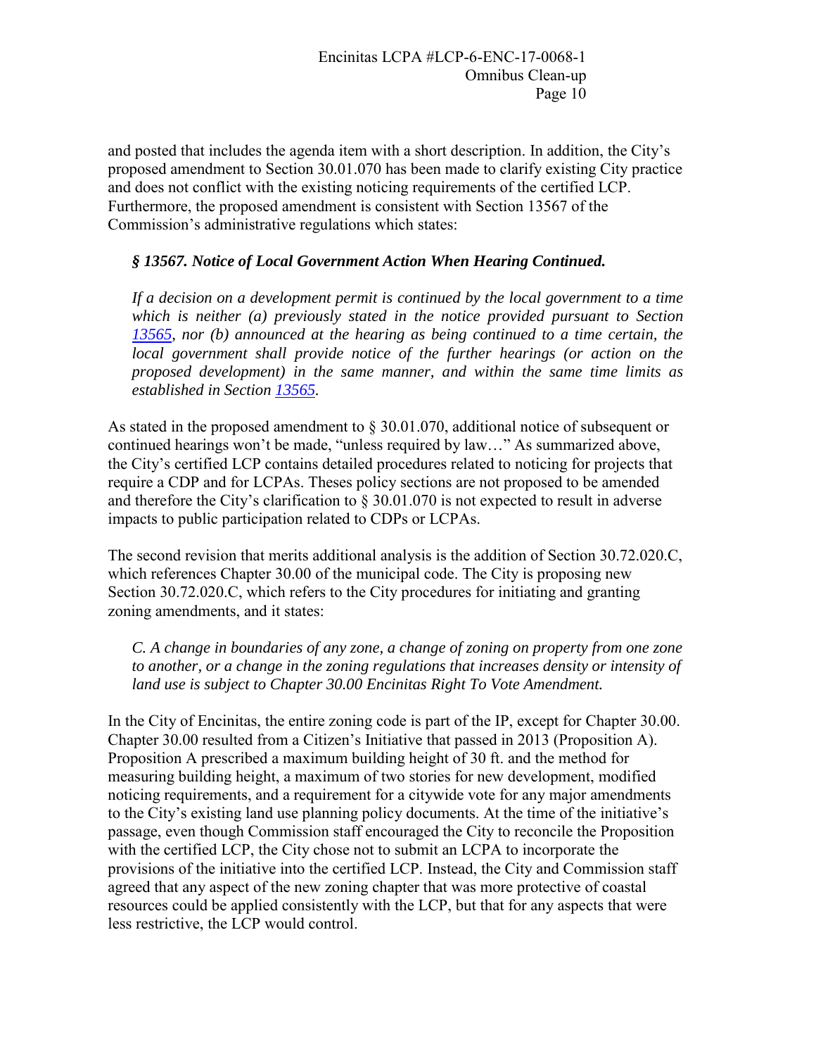and posted that includes the agenda item with a short description. In addition, the City's proposed amendment to Section 30.01.070 has been made to clarify existing City practice and does not conflict with the existing noticing requirements of the certified LCP. Furthermore, the proposed amendment is consistent with Section 13567 of the Commission's administrative regulations which states:

> ***§ 13567. Notice of Local Government Action When Hearing Continued.***
>
> *If a decision on a development permit is continued by the local government to a time which is neither (a) previously stated in the notice provided pursuant to Section [13565](13565), nor (b) announced at the hearing as being continued to a time certain, the local government shall provide notice of the further hearings (or action on the proposed development) in the same manner, and within the same time limits as established in Section [13565](13565).*

As stated in the proposed amendment to § 30.01.070, additional notice of subsequent or continued hearings won't be made, "unless required by law…" As summarized above, the City's certified LCP contains detailed procedures related to noticing for projects that require a CDP and for LCPAs. Theses policy sections are not proposed to be amended and therefore the City's clarification to § 30.01.070 is not expected to result in adverse impacts to public participation related to CDPs or LCPAs.

The second revision that merits additional analysis is the addition of Section 30.72.020.C, which references Chapter 30.00 of the municipal code. The City is proposing new Section 30.72.020.C, which refers to the City procedures for initiating and granting zoning amendments, and it states:

> *C. A change in boundaries of any zone, a change of zoning on property from one zone to another, or a change in the zoning regulations that increases density or intensity of land use is subject to Chapter 30.00 Encinitas Right To Vote Amendment.*

In the City of Encinitas, the entire zoning code is part of the IP, except for Chapter 30.00. Chapter 30.00 resulted from a Citizen's Initiative that passed in 2013 (Proposition A). Proposition A prescribed a maximum building height of 30 ft. and the method for measuring building height, a maximum of two stories for new development, modified noticing requirements, and a requirement for a citywide vote for any major amendments to the City's existing land use planning policy documents. At the time of the initiative's passage, even though Commission staff encouraged the City to reconcile the Proposition with the certified LCP, the City chose not to submit an LCPA to incorporate the provisions of the initiative into the certified LCP. Instead, the City and Commission staff agreed that any aspect of the new zoning chapter that was more protective of coastal resources could be applied consistently with the LCP, but that for any aspects that were less restrictive, the LCP would control.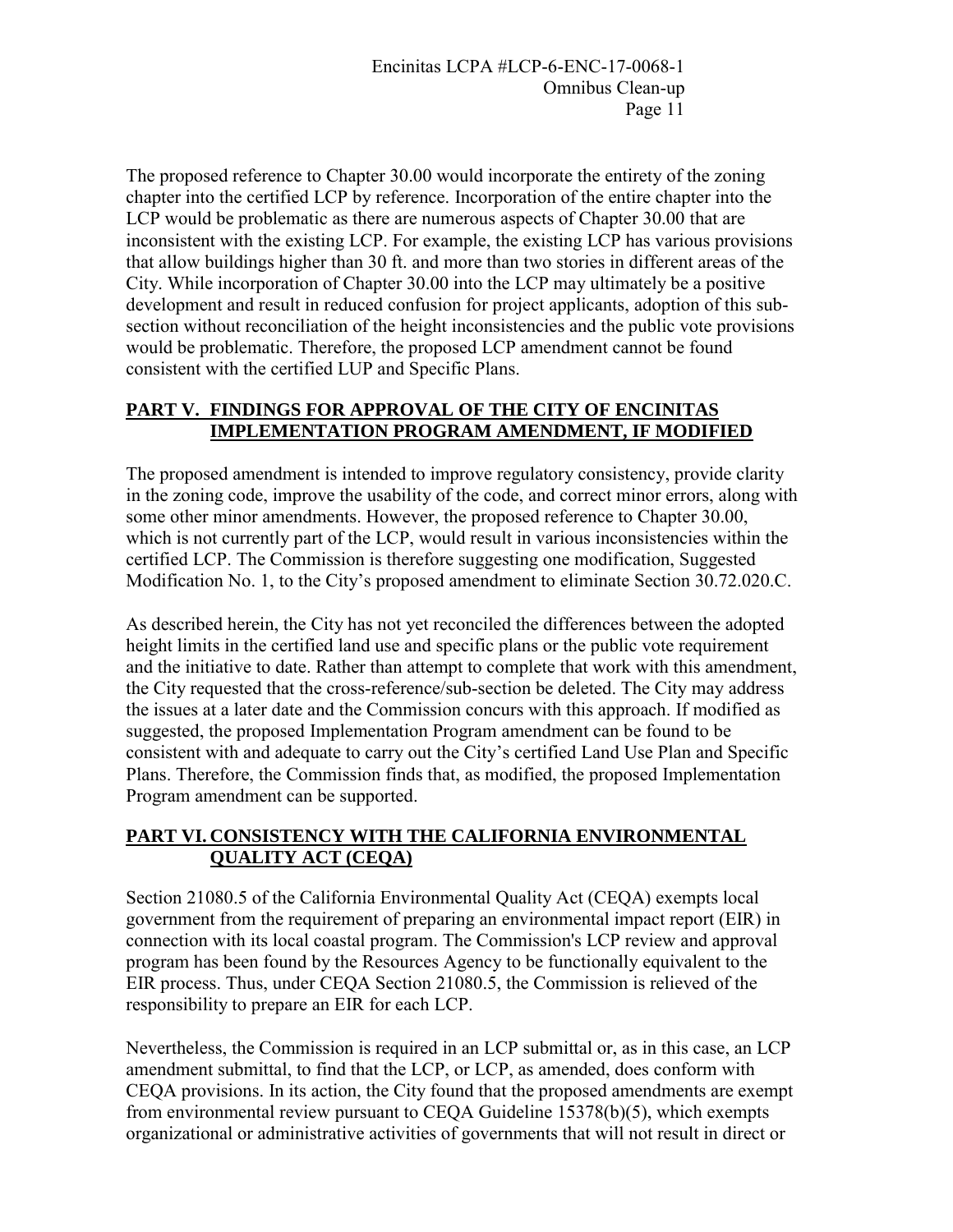The proposed reference to Chapter 30.00 would incorporate the entirety of the zoning chapter into the certified LCP by reference. Incorporation of the entire chapter into the LCP would be problematic as there are numerous aspects of Chapter 30.00 that are inconsistent with the existing LCP. For example, the existing LCP has various provisions that allow buildings higher than 30 ft. and more than two stories in different areas of the City. While incorporation of Chapter 30.00 into the LCP may ultimately be a positive development and result in reduced confusion for project applicants, adoption of this sub-section without reconciliation of the height inconsistencies and the public vote provisions would be problematic. Therefore, the proposed LCP amendment cannot be found consistent with the certified LUP and Specific Plans.

## PART V. FINDINGS FOR APPROVAL OF THE CITY OF ENCINITAS IMPLEMENTATION PROGRAM AMENDMENT, IF MODIFIED

The proposed amendment is intended to improve regulatory consistency, provide clarity in the zoning code, improve the usability of the code, and correct minor errors, along with some other minor amendments. However, the proposed reference to Chapter 30.00, which is not currently part of the LCP, would result in various inconsistencies within the certified LCP. The Commission is therefore suggesting one modification, Suggested Modification No. 1, to the City's proposed amendment to eliminate Section 30.72.020.C.

As described herein, the City has not yet reconciled the differences between the adopted height limits in the certified land use and specific plans or the public vote requirement and the initiative to date. Rather than attempt to complete that work with this amendment, the City requested that the cross-reference/sub-section be deleted. The City may address the issues at a later date and the Commission concurs with this approach. If modified as suggested, the proposed Implementation Program amendment can be found to be consistent with and adequate to carry out the City's certified Land Use Plan and Specific Plans. Therefore, the Commission finds that, as modified, the proposed Implementation Program amendment can be supported.

## PART VI. CONSISTENCY WITH THE CALIFORNIA ENVIRONMENTAL QUALITY ACT (CEQA)

Section 21080.5 of the California Environmental Quality Act (CEQA) exempts local government from the requirement of preparing an environmental impact report (EIR) in connection with its local coastal program. The Commission's LCP review and approval program has been found by the Resources Agency to be functionally equivalent to the EIR process. Thus, under CEQA Section 21080.5, the Commission is relieved of the responsibility to prepare an EIR for each LCP.

Nevertheless, the Commission is required in an LCP submittal or, as in this case, an LCP amendment submittal, to find that the LCP, or LCP, as amended, does conform with CEQA provisions. In its action, the City found that the proposed amendments are exempt from environmental review pursuant to CEQA Guideline 15378(b)(5), which exempts organizational or administrative activities of governments that will not result in direct or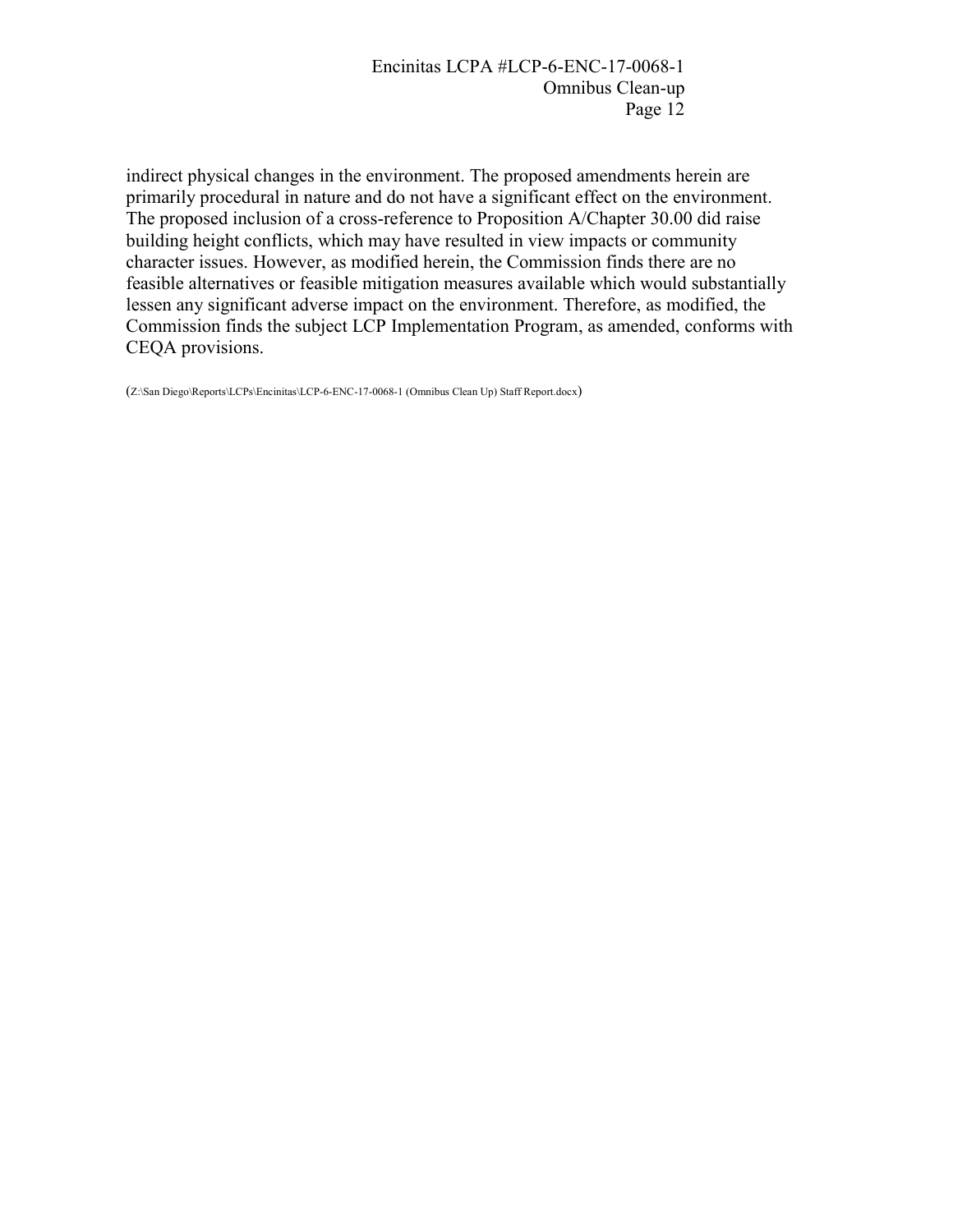indirect physical changes in the environment. The proposed amendments herein are primarily procedural in nature and do not have a significant effect on the environment. The proposed inclusion of a cross-reference to Proposition A/Chapter 30.00 did raise building height conflicts, which may have resulted in view impacts or community character issues. However, as modified herein, the Commission finds there are no feasible alternatives or feasible mitigation measures available which would substantially lessen any significant adverse impact on the environment. Therefore, as modified, the Commission finds the subject LCP Implementation Program, as amended, conforms with CEQA provisions.

(Z:\San Diego\Reports\LCPs\Encinitas\LCP-6-ENC-17-0068-1 (Omnibus Clean Up) Staff Report.docx)